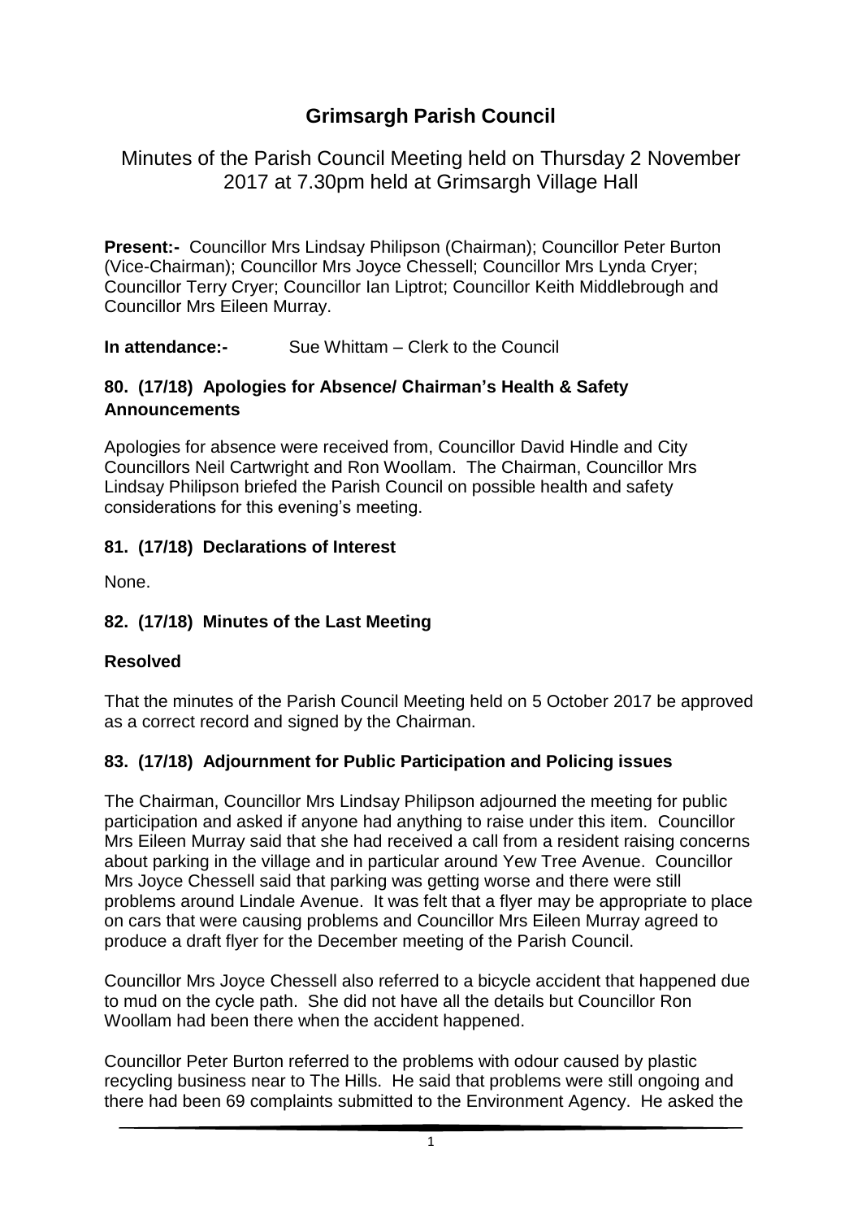# Grimsargh Parish Council

Minutes of the Parish Council Meeting held on Thursday 2 November 2017 at 7.30pm held at Grimsargh Village Hall

**Present:-** Councillor Mrs Lindsay Philipson (Chairman); Councillor Peter Burton (Vice-Chairman); Councillor Mrs Joyce Chessell; Councillor Mrs Lynda Cryer; Councillor Terry Cryer; Councillor Ian Liptrot; Councillor Keith Middlebrough and Councillor Mrs Eileen Murray.

**In attendance:-** Sue Whittam – Clerk to the Council

## 80. (17/18) Apologies for Absence/ Chairman's Health & Safety Announcements

Apologies for absence were received from, Councillor David Hindle and City Councillors Neil Cartwright and Ron Woollam. The Chairman, Councillor Mrs Lindsay Philipson briefed the Parish Council on possible health and safety considerations for this evening's meeting.

## 81. (17/18) Declarations of Interest

None.

## 82. (17/18) Minutes of the Last Meeting

**Resolved**

That the minutes of the Parish Council Meeting held on 5 October 2017 be approved as a correct record and signed by the Chairman.

## 83. (17/18) Adjournment for Public Participation and Policing issues

The Chairman, Councillor Mrs Lindsay Philipson adjourned the meeting for public participation and asked if anyone had anything to raise under this item. Councillor Mrs Eileen Murray said that she had received a call from a resident raising concerns about parking in the village and in particular around Yew Tree Avenue. Councillor Mrs Joyce Chessell said that parking was getting worse and there were still problems around Lindale Avenue. It was felt that a flyer may be appropriate to place on cars that were causing problems and Councillor Mrs Eileen Murray agreed to produce a draft flyer for the December meeting of the Parish Council.

Councillor Mrs Joyce Chessell also referred to a bicycle accident that happened due to mud on the cycle path. She did not have all the details but Councillor Ron Woollam had been there when the accident happened.

Councillor Peter Burton referred to the problems with odour caused by plastic recycling business near to The Hills. He said that problems were still ongoing and there had been 69 complaints submitted to the Environment Agency. He asked the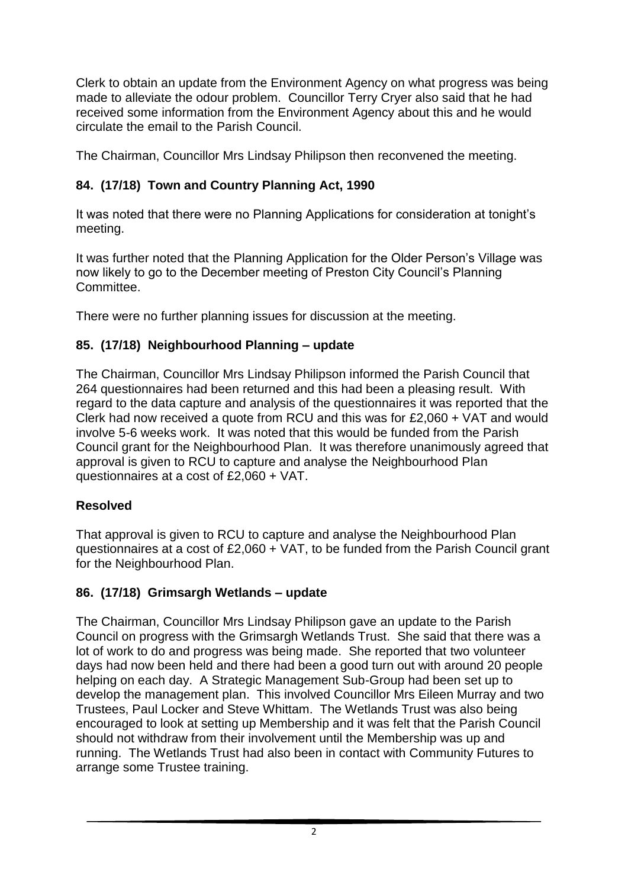Clerk to obtain an update from the Environment Agency on what progress was being made to alleviate the odour problem. Councillor Terry Cryer also said that he had received some information from the Environment Agency about this and he would circulate the email to the Parish Council.

The Chairman, Councillor Mrs Lindsay Philipson then reconvened the meeting.

## 84. (17/18) Town and Country Planning Act, 1990

It was noted that there were no Planning Applications for consideration at tonight's meeting.

It was further noted that the Planning Application for the Older Person's Village was now likely to go to the December meeting of Preston City Council's Planning Committee.

There were no further planning issues for discussion at the meeting.

## 85. (17/18) Neighbourhood Planning – update

The Chairman, Councillor Mrs Lindsay Philipson informed the Parish Council that 264 questionnaires had been returned and this had been a pleasing result. With regard to the data capture and analysis of the questionnaires it was reported that the Clerk had now received a quote from RCU and this was for £2,060 + VAT and would involve 5-6 weeks work. It was noted that this would be funded from the Parish Council grant for the Neighbourhood Plan. It was therefore unanimously agreed that approval is given to RCU to capture and analyse the Neighbourhood Plan questionnaires at a cost of £2,060 + VAT.

### Resolved

That approval is given to RCU to capture and analyse the Neighbourhood Plan questionnaires at a cost of £2,060 + VAT, to be funded from the Parish Council grant for the Neighbourhood Plan.

## 86. (17/18) Grimsargh Wetlands – update

The Chairman, Councillor Mrs Lindsay Philipson gave an update to the Parish Council on progress with the Grimsargh Wetlands Trust. She said that there was a lot of work to do and progress was being made. She reported that two volunteer days had now been held and there had been a good turn out with around 20 people helping on each day. A Strategic Management Sub-Group had been set up to develop the management plan. This involved Councillor Mrs Eileen Murray and two Trustees, Paul Locker and Steve Whittam. The Wetlands Trust was also being encouraged to look at setting up Membership and it was felt that the Parish Council should not withdraw from their involvement until the Membership was up and running. The Wetlands Trust had also been in contact with Community Futures to arrange some Trustee training.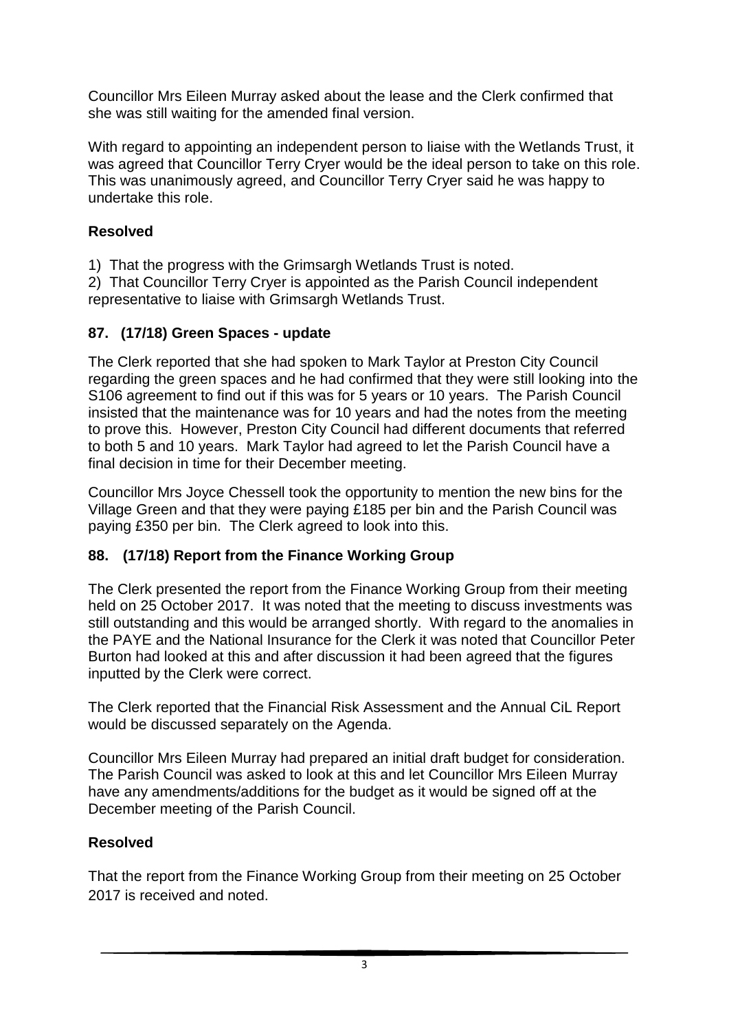Councillor Mrs Eileen Murray asked about the lease and the Clerk confirmed that she was still waiting for the amended final version.

With regard to appointing an independent person to liaise with the Wetlands Trust, it was agreed that Councillor Terry Cryer would be the ideal person to take on this role. This was unanimously agreed, and Councillor Terry Cryer said he was happy to undertake this role.

**Resolved**

1) That the progress with the Grimsargh Wetlands Trust is noted.
2) That Councillor Terry Cryer is appointed as the Parish Council independent representative to liaise with Grimsargh Wetlands Trust.

### 87. (17/18) Green Spaces - update

The Clerk reported that she had spoken to Mark Taylor at Preston City Council regarding the green spaces and he had confirmed that they were still looking into the S106 agreement to find out if this was for 5 years or 10 years. The Parish Council insisted that the maintenance was for 10 years and had the notes from the meeting to prove this. However, Preston City Council had different documents that referred to both 5 and 10 years. Mark Taylor had agreed to let the Parish Council have a final decision in time for their December meeting.

Councillor Mrs Joyce Chessell took the opportunity to mention the new bins for the Village Green and that they were paying £185 per bin and the Parish Council was paying £350 per bin. The Clerk agreed to look into this.

### 88. (17/18) Report from the Finance Working Group

The Clerk presented the report from the Finance Working Group from their meeting held on 25 October 2017. It was noted that the meeting to discuss investments was still outstanding and this would be arranged shortly. With regard to the anomalies in the PAYE and the National Insurance for the Clerk it was noted that Councillor Peter Burton had looked at this and after discussion it had been agreed that the figures inputted by the Clerk were correct.

The Clerk reported that the Financial Risk Assessment and the Annual CiL Report would be discussed separately on the Agenda.

Councillor Mrs Eileen Murray had prepared an initial draft budget for consideration. The Parish Council was asked to look at this and let Councillor Mrs Eileen Murray have any amendments/additions for the budget as it would be signed off at the December meeting of the Parish Council.

**Resolved**

That the report from the Finance Working Group from their meeting on 25 October 2017 is received and noted.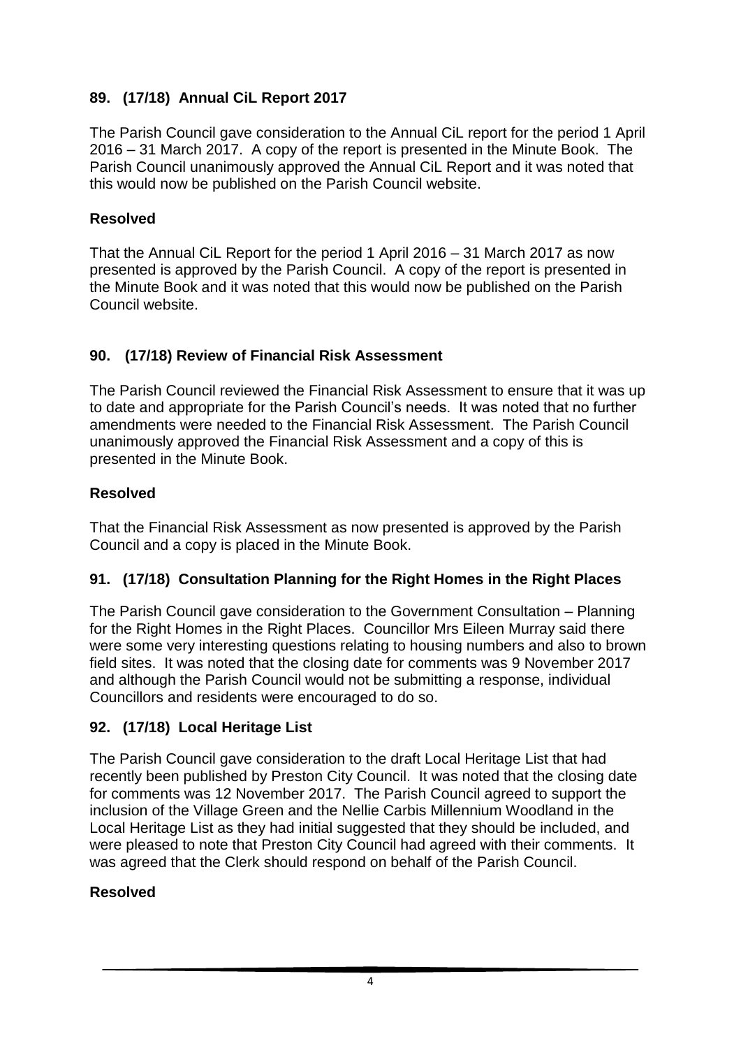### 89. (17/18) Annual CiL Report 2017

The Parish Council gave consideration to the Annual CiL report for the period 1 April 2016 – 31 March 2017. A copy of the report is presented in the Minute Book. The Parish Council unanimously approved the Annual CiL Report and it was noted that this would now be published on the Parish Council website.

**Resolved**

That the Annual CiL Report for the period 1 April 2016 – 31 March 2017 as now presented is approved by the Parish Council. A copy of the report is presented in the Minute Book and it was noted that this would now be published on the Parish Council website.

### 90. (17/18) Review of Financial Risk Assessment

The Parish Council reviewed the Financial Risk Assessment to ensure that it was up to date and appropriate for the Parish Council's needs. It was noted that no further amendments were needed to the Financial Risk Assessment. The Parish Council unanimously approved the Financial Risk Assessment and a copy of this is presented in the Minute Book.

**Resolved**

That the Financial Risk Assessment as now presented is approved by the Parish Council and a copy is placed in the Minute Book.

### 91. (17/18) Consultation Planning for the Right Homes in the Right Places

The Parish Council gave consideration to the Government Consultation – Planning for the Right Homes in the Right Places. Councillor Mrs Eileen Murray said there were some very interesting questions relating to housing numbers and also to brown field sites. It was noted that the closing date for comments was 9 November 2017 and although the Parish Council would not be submitting a response, individual Councillors and residents were encouraged to do so.

### 92. (17/18) Local Heritage List

The Parish Council gave consideration to the draft Local Heritage List that had recently been published by Preston City Council. It was noted that the closing date for comments was 12 November 2017. The Parish Council agreed to support the inclusion of the Village Green and the Nellie Carbis Millennium Woodland in the Local Heritage List as they had initial suggested that they should be included, and were pleased to note that Preston City Council had agreed with their comments. It was agreed that the Clerk should respond on behalf of the Parish Council.

**Resolved**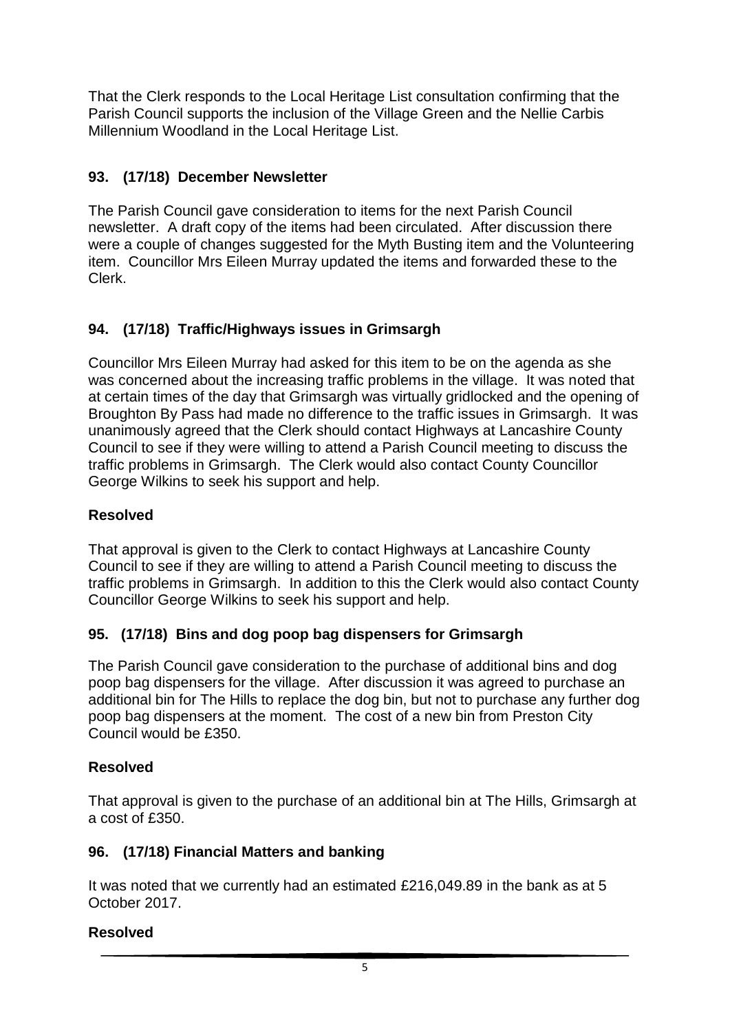That the Clerk responds to the Local Heritage List consultation confirming that the Parish Council supports the inclusion of the Village Green and the Nellie Carbis Millennium Woodland in the Local Heritage List.

## 93. (17/18) December Newsletter

The Parish Council gave consideration to items for the next Parish Council newsletter. A draft copy of the items had been circulated. After discussion there were a couple of changes suggested for the Myth Busting item and the Volunteering item. Councillor Mrs Eileen Murray updated the items and forwarded these to the Clerk.

## 94. (17/18) Traffic/Highways issues in Grimsargh

Councillor Mrs Eileen Murray had asked for this item to be on the agenda as she was concerned about the increasing traffic problems in the village. It was noted that at certain times of the day that Grimsargh was virtually gridlocked and the opening of Broughton By Pass had made no difference to the traffic issues in Grimsargh. It was unanimously agreed that the Clerk should contact Highways at Lancashire County Council to see if they were willing to attend a Parish Council meeting to discuss the traffic problems in Grimsargh. The Clerk would also contact County Councillor George Wilkins to seek his support and help.

**Resolved**

That approval is given to the Clerk to contact Highways at Lancashire County Council to see if they are willing to attend a Parish Council meeting to discuss the traffic problems in Grimsargh. In addition to this the Clerk would also contact County Councillor George Wilkins to seek his support and help.

## 95. (17/18) Bins and dog poop bag dispensers for Grimsargh

The Parish Council gave consideration to the purchase of additional bins and dog poop bag dispensers for the village. After discussion it was agreed to purchase an additional bin for The Hills to replace the dog bin, but not to purchase any further dog poop bag dispensers at the moment. The cost of a new bin from Preston City Council would be £350.

**Resolved**

That approval is given to the purchase of an additional bin at The Hills, Grimsargh at a cost of £350.

## 96. (17/18) Financial Matters and banking

It was noted that we currently had an estimated £216,049.89 in the bank as at 5 October 2017.

**Resolved**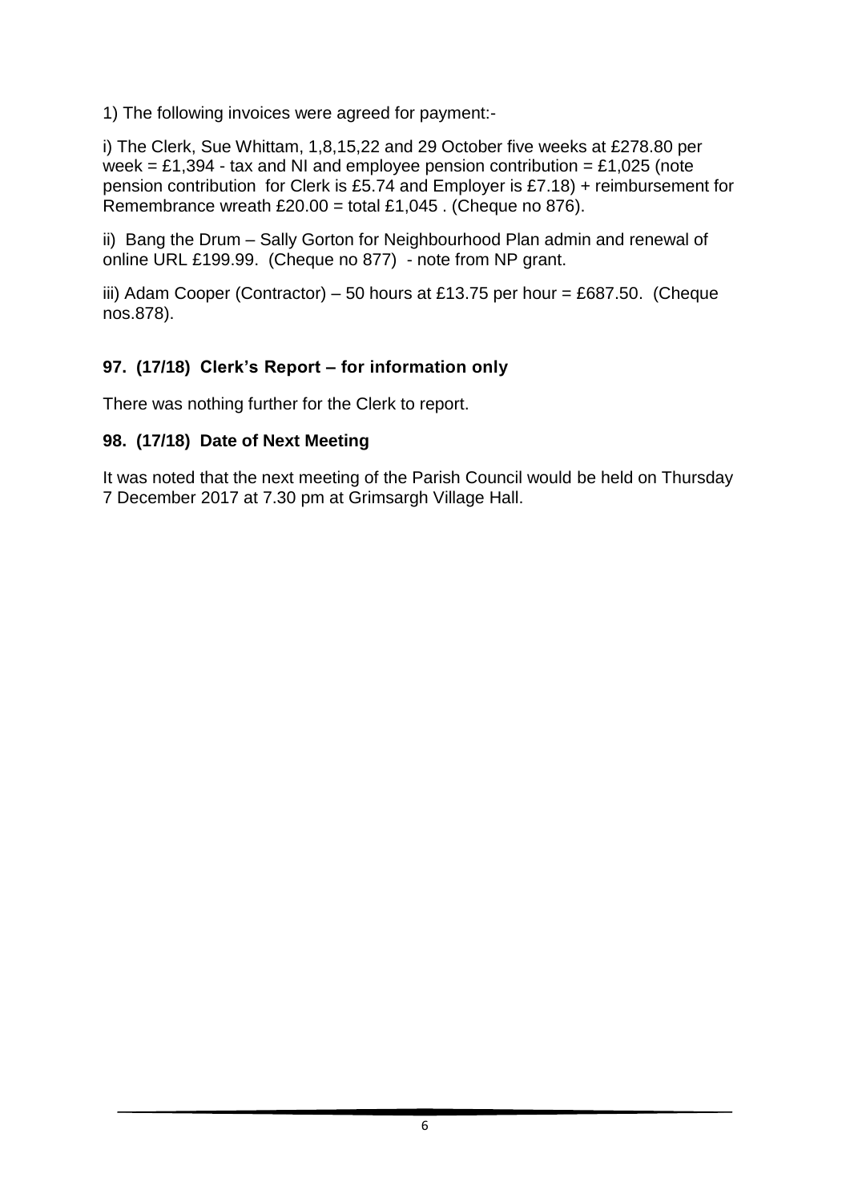1) The following invoices were agreed for payment:-

i) The Clerk, Sue Whittam, 1,8,15,22 and 29 October five weeks at £278.80 per week = £1,394 - tax and NI and employee pension contribution = £1,025 (note pension contribution for Clerk is £5.74 and Employer is £7.18) + reimbursement for Remembrance wreath £20.00 = total £1,045 . (Cheque no 876).

ii) Bang the Drum – Sally Gorton for Neighbourhood Plan admin and renewal of online URL £199.99. (Cheque no 877) - note from NP grant.

iii) Adam Cooper (Contractor) – 50 hours at £13.75 per hour = £687.50. (Cheque nos.878).

**97. (17/18) Clerk's Report – for information only**

There was nothing further for the Clerk to report.

**98. (17/18) Date of Next Meeting**

It was noted that the next meeting of the Parish Council would be held on Thursday 7 December 2017 at 7.30 pm at Grimsargh Village Hall.